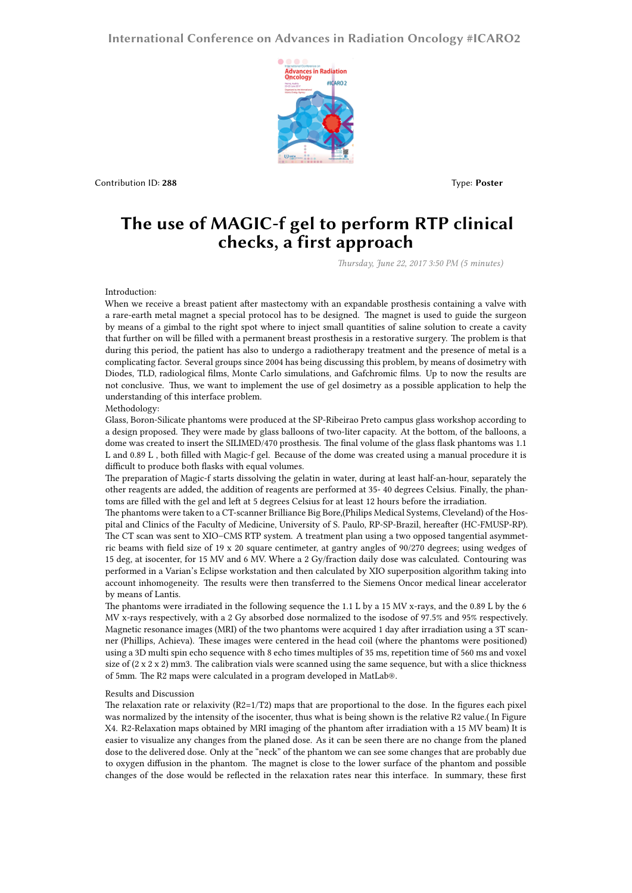Contribution ID: **288**

Type: **Poster**

# The use of MAGIC-f gel to perform RTP clinical checks, a first approach

*Thursday, June 22, 2017 3:50 PM (5 minutes)*

Introduction:

When we receive a breast patient after mastectomy with an expandable prosthesis containing a valve with a rare-earth metal magnet a special protocol has to be designed. The magnet is used to guide the surgeon by means of a gimbal to the right spot where to inject small quantities of saline solution to create a cavity that further on will be filled with a permanent breast prosthesis in a restorative surgery. The problem is that during this period, the patient has also to undergo a radiotherapy treatment and the presence of metal is a complicating factor. Several groups since 2004 has being discussing this problem, by means of dosimetry with Diodes, TLD, radiological films, Monte Carlo simulations, and Gafchromic films. Up to now the results are not conclusive. Thus, we want to implement the use of gel dosimetry as a possible application to help the understanding of this interface problem.

Methodology:

Glass, Boron-Silicate phantoms were produced at the SP-Ribeirao Preto campus glass workshop according to a design proposed. They were made by glass balloons of two-liter capacity. At the bottom, of the balloons, a dome was created to insert the SILIMED/470 prosthesis. The final volume of the glass flask phantoms was 1.1 L and 0.89 L , both filled with Magic-f gel. Because of the dome was created using a manual procedure it is difficult to produce both flasks with equal volumes.

The preparation of Magic-f starts dissolving the gelatin in water, during at least half-an-hour, separately the other reagents are added, the addition of reagents are performed at 35- 40 degrees Celsius. Finally, the phantoms are filled with the gel and left at 5 degrees Celsius for at least 12 hours before the irradiation.

The phantoms were taken to a CT-scanner Brilliance Big Bore,(Philips Medical Systems, Cleveland) of the Hospital and Clinics of the Faculty of Medicine, University of S. Paulo, RP-SP-Brazil, hereafter (HC-FMUSP-RP). The CT scan was sent to XIO–CMS RTP system. A treatment plan using a two opposed tangential asymmetric beams with field size of 19 x 20 square centimeter, at gantry angles of 90/270 degrees; using wedges of 15 deg, at isocenter, for 15 MV and 6 MV. Where a 2 Gy/fraction daily dose was calculated. Contouring was performed in a Varian's Eclipse workstation and then calculated by XIO superposition algorithm taking into account inhomogeneity. The results were then transferred to the Siemens Oncor medical linear accelerator by means of Lantis.

The phantoms were irradiated in the following sequence the 1.1 L by a 15 MV x-rays, and the 0.89 L by the 6 MV x-rays respectively, with a 2 Gy absorbed dose normalized to the isodose of 97.5% and 95% respectively. Magnetic resonance images (MRI) of the two phantoms were acquired 1 day after irradiation using a 3T scanner (Phillips, Achieva). These images were centered in the head coil (where the phantoms were positioned) using a 3D multi spin echo sequence with 8 echo times multiples of 35 ms, repetition time of 560 ms and voxel size of (2 x 2 x 2) mm3. The calibration vials were scanned using the same sequence, but with a slice thickness of 5mm. The R2 maps were calculated in a program developed in MatLab®.

Results and Discussion

The relaxation rate or relaxivity ($R2=1/T2$) maps that are proportional to the dose. In the figures each pixel was normalized by the intensity of the isocenter, thus what is being shown is the relative R2 value.( In Figure X4. R2-Relaxation maps obtained by MRI imaging of the phantom after irradiation with a 15 MV beam) It is easier to visualize any changes from the planed dose. As it can be seen there are no change from the planed dose to the delivered dose. Only at the "neck" of the phantom we can see some changes that are probably due to oxygen diffusion in the phantom. The magnet is close to the lower surface of the phantom and possible changes of the dose would be reflected in the relaxation rates near this interface. In summary, these first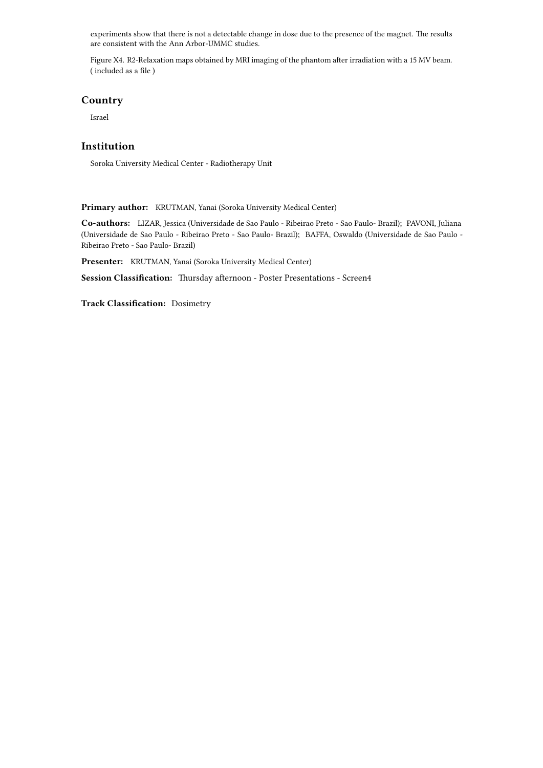experiments show that there is not a detectable change in dose due to the presence of the magnet. The results are consistent with the Ann Arbor-UMMC studies.

Figure X4. R2-Relaxation maps obtained by MRI imaging of the phantom after irradiation with a 15 MV beam. ( included as a file )

## Country

Israel

## Institution

Soroka University Medical Center - Radiotherapy Unit

**Primary author:** KRUTMAN, Yanai (Soroka University Medical Center)

**Co-authors:** LIZAR, Jessica (Universidade de Sao Paulo - Ribeirao Preto - Sao Paulo- Brazil); PAVONI, Juliana (Universidade de Sao Paulo - Ribeirao Preto - Sao Paulo- Brazil); BAFFA, Oswaldo (Universidade de Sao Paulo - Ribeirao Preto - Sao Paulo- Brazil)

**Presenter:** KRUTMAN, Yanai (Soroka University Medical Center)

**Session Classification:** Thursday afternoon - Poster Presentations - Screen4

**Track Classification:** Dosimetry